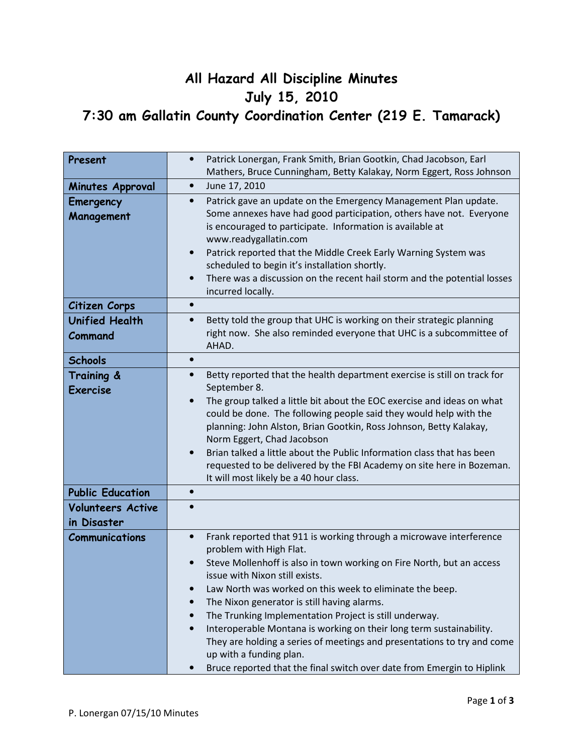# All Hazard All Discipline Minutes
# July 15, 2010
# 7:30 am Gallatin County Coordination Center (219 E. Tamarack)

| | |
|---|---|
| **Present** | • Patrick Lonergan, Frank Smith, Brian Gootkin, Chad Jacobson, Earl Mathers, Bruce Cunningham, Betty Kalakay, Norm Eggert, Ross Johnson |
| **Minutes Approval** | • June 17, 2010 |
| **Emergency Management** | • Patrick gave an update on the Emergency Management Plan update. Some annexes have had good participation, others have not. Everyone is encouraged to participate. Information is available at www.readygallatin.com<br>• Patrick reported that the Middle Creek Early Warning System was scheduled to begin it's installation shortly.<br>• There was a discussion on the recent hail storm and the potential losses incurred locally. |
| **Citizen Corps** | • |
| **Unified Health Command** | • Betty told the group that UHC is working on their strategic planning right now. She also reminded everyone that UHC is a subcommittee of AHAD. |
| **Schools** | • |
| **Training & Exercise** | • Betty reported that the health department exercise is still on track for September 8.<br>• The group talked a little bit about the EOC exercise and ideas on what could be done. The following people said they would help with the planning: John Alston, Brian Gootkin, Ross Johnson, Betty Kalakay, Norm Eggert, Chad Jacobson<br>• Brian talked a little about the Public Information class that has been requested to be delivered by the FBI Academy on site here in Bozeman. It will most likely be a 40 hour class. |
| **Public Education** | • |
| **Volunteers Active in Disaster** | • |
| **Communications** | • Frank reported that 911 is working through a microwave interference problem with High Flat.<br>• Steve Mollenhoff is also in town working on Fire North, but an access issue with Nixon still exists.<br>• Law North was worked on this week to eliminate the beep.<br>• The Nixon generator is still having alarms.<br>• The Trunking Implementation Project is still underway.<br>• Interoperable Montana is working on their long term sustainability. They are holding a series of meetings and presentations to try and come up with a funding plan.<br>• Bruce reported that the final switch over date from Emergin to Hiplink |

P. Lonergan 07/15/10 Minutes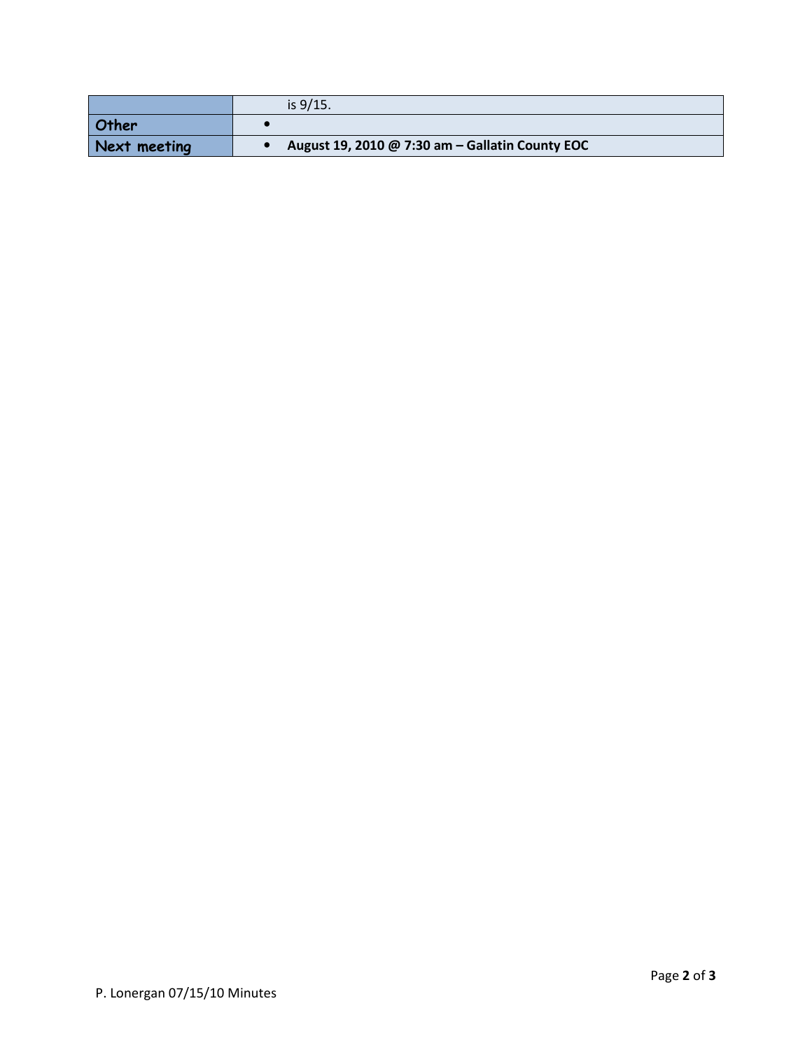| | |
|---|---|
| | is 9/15. |
| **Other** | • |
| **Next meeting** | • **August 19, 2010 @ 7:30 am – Gallatin County EOC** |

P. Lonergan 07/15/10 Minutes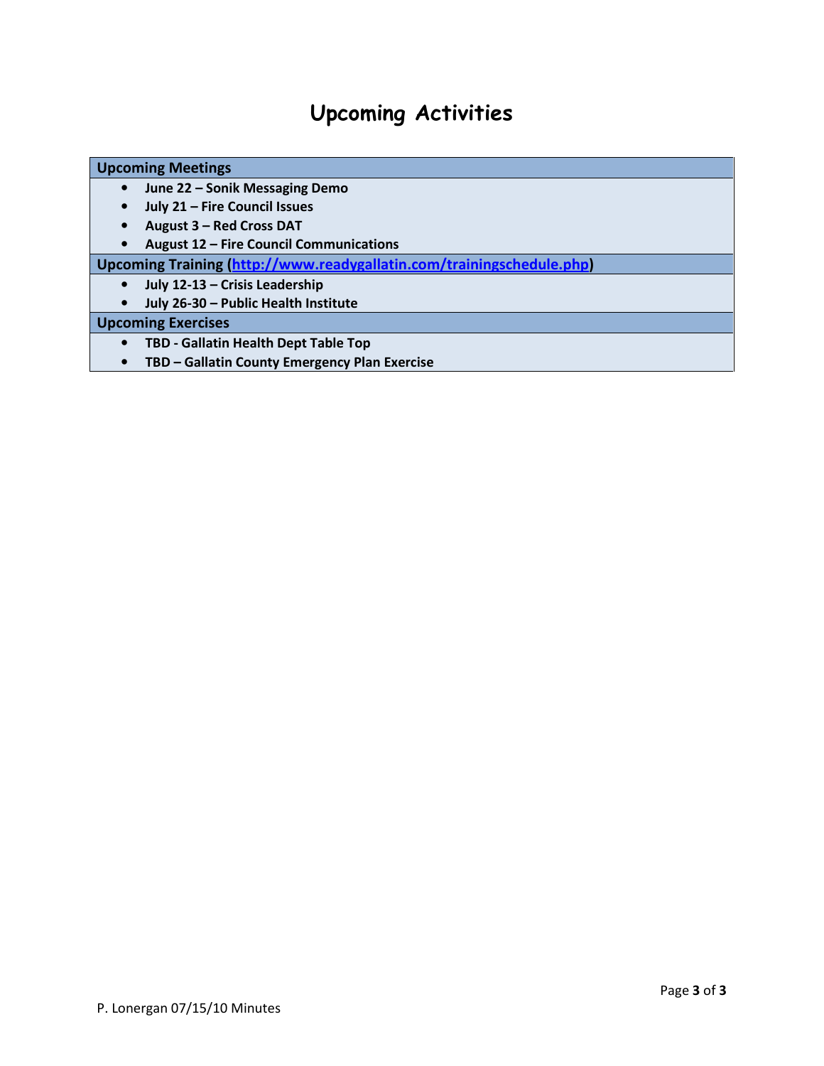# Upcoming Activities

**Upcoming Meetings**

- **June 22 – Sonik Messaging Demo**
- **July 21 – Fire Council Issues**
- **August 3 – Red Cross DAT**
- **August 12 – Fire Council Communications**

**Upcoming Training (http://www.readygallatin.com/trainingschedule.php)**

- **July 12-13 – Crisis Leadership**
- **July 26-30 – Public Health Institute**

**Upcoming Exercises**

- **TBD - Gallatin Health Dept Table Top**
- **TBD – Gallatin County Emergency Plan Exercise**

P. Lonergan 07/15/10 Minutes